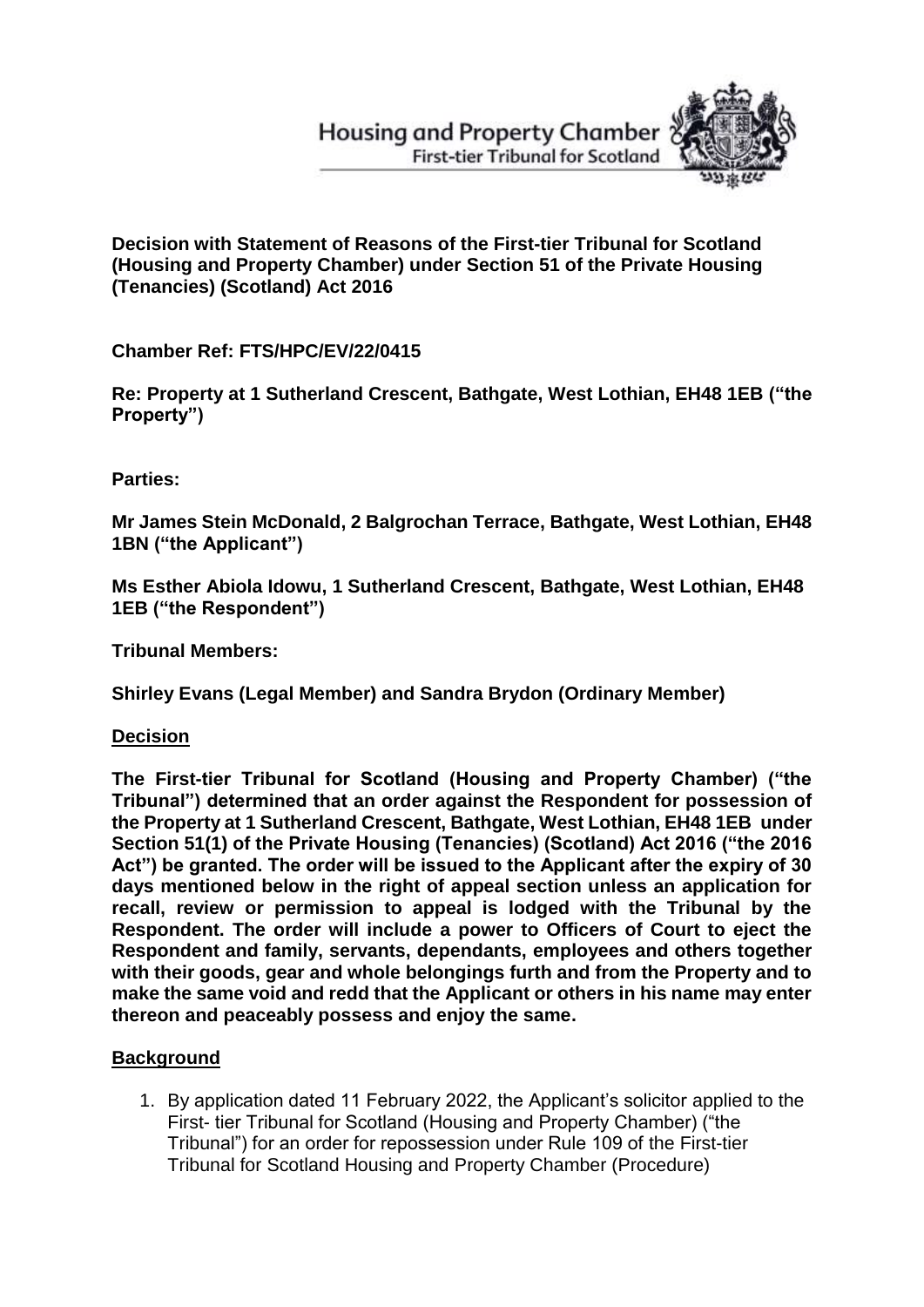Housing and Property Chamber
First-tier Tribunal for Scotland

**Decision with Statement of Reasons of the First-tier Tribunal for Scotland (Housing and Property Chamber) under Section 51 of the Private Housing (Tenancies) (Scotland) Act 2016**

**Chamber Ref: FTS/HPC/EV/22/0415**

**Re: Property at 1 Sutherland Crescent, Bathgate, West Lothian, EH48 1EB ("the Property")**

**Parties:**

**Mr James Stein McDonald, 2 Balgrochan Terrace, Bathgate, West Lothian, EH48 1BN ("the Applicant")**

**Ms Esther Abiola Idowu, 1 Sutherland Crescent, Bathgate, West Lothian, EH48 1EB ("the Respondent")**

**Tribunal Members:**

**Shirley Evans (Legal Member) and Sandra Brydon (Ordinary Member)**

## Decision

**The First-tier Tribunal for Scotland (Housing and Property Chamber) ("the Tribunal") determined that an order against the Respondent for possession of the Property at 1 Sutherland Crescent, Bathgate, West Lothian, EH48 1EB under Section 51(1) of the Private Housing (Tenancies) (Scotland) Act 2016 ("the 2016 Act") be granted. The order will be issued to the Applicant after the expiry of 30 days mentioned below in the right of appeal section unless an application for recall, review or permission to appeal is lodged with the Tribunal by the Respondent. The order will include a power to Officers of Court to eject the Respondent and family, servants, dependants, employees and others together with their goods, gear and whole belongings furth and from the Property and to make the same void and redd that the Applicant or others in his name may enter thereon and peaceably possess and enjoy the same.**

## Background

1. By application dated 11 February 2022, the Applicant's solicitor applied to the First- tier Tribunal for Scotland (Housing and Property Chamber) ("the Tribunal") for an order for repossession under Rule 109 of the First-tier Tribunal for Scotland Housing and Property Chamber (Procedure)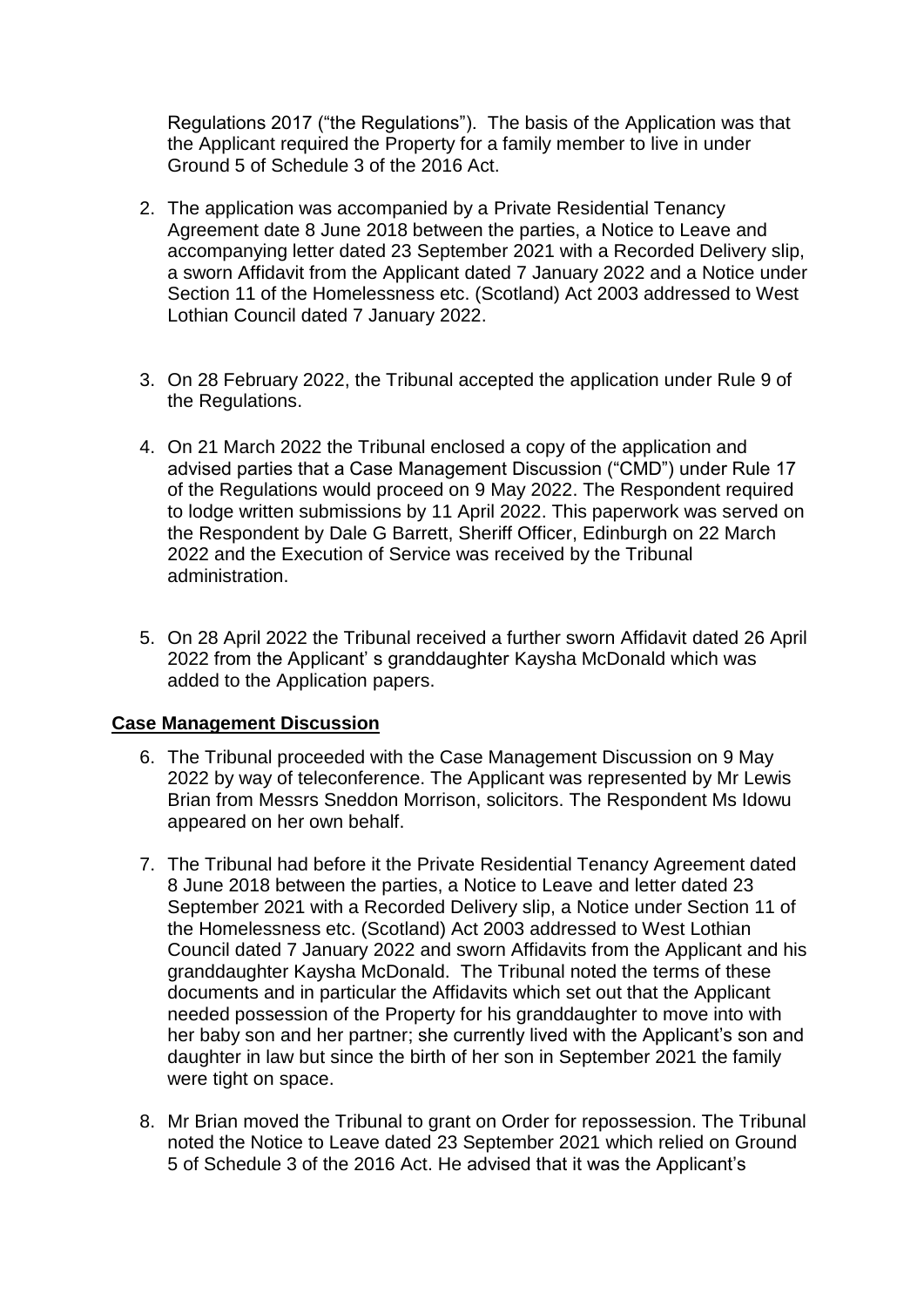Regulations 2017 ("the Regulations"). The basis of the Application was that the Applicant required the Property for a family member to live in under Ground 5 of Schedule 3 of the 2016 Act.

2. The application was accompanied by a Private Residential Tenancy Agreement date 8 June 2018 between the parties, a Notice to Leave and accompanying letter dated 23 September 2021 with a Recorded Delivery slip, a sworn Affidavit from the Applicant dated 7 January 2022 and a Notice under Section 11 of the Homelessness etc. (Scotland) Act 2003 addressed to West Lothian Council dated 7 January 2022.

3. On 28 February 2022, the Tribunal accepted the application under Rule 9 of the Regulations.

4. On 21 March 2022 the Tribunal enclosed a copy of the application and advised parties that a Case Management Discussion ("CMD") under Rule 17 of the Regulations would proceed on 9 May 2022. The Respondent required to lodge written submissions by 11 April 2022. This paperwork was served on the Respondent by Dale G Barrett, Sheriff Officer, Edinburgh on 22 March 2022 and the Execution of Service was received by the Tribunal administration.

5. On 28 April 2022 the Tribunal received a further sworn Affidavit dated 26 April 2022 from the Applicant' s granddaughter Kaysha McDonald which was added to the Application papers.

**Case Management Discussion**

6. The Tribunal proceeded with the Case Management Discussion on 9 May 2022 by way of teleconference. The Applicant was represented by Mr Lewis Brian from Messrs Sneddon Morrison, solicitors. The Respondent Ms Idowu appeared on her own behalf.

7. The Tribunal had before it the Private Residential Tenancy Agreement dated 8 June 2018 between the parties, a Notice to Leave and letter dated 23 September 2021 with a Recorded Delivery slip, a Notice under Section 11 of the Homelessness etc. (Scotland) Act 2003 addressed to West Lothian Council dated 7 January 2022 and sworn Affidavits from the Applicant and his granddaughter Kaysha McDonald. The Tribunal noted the terms of these documents and in particular the Affidavits which set out that the Applicant needed possession of the Property for his granddaughter to move into with her baby son and her partner; she currently lived with the Applicant's son and daughter in law but since the birth of her son in September 2021 the family were tight on space.

8. Mr Brian moved the Tribunal to grant on Order for repossession. The Tribunal noted the Notice to Leave dated 23 September 2021 which relied on Ground 5 of Schedule 3 of the 2016 Act. He advised that it was the Applicant's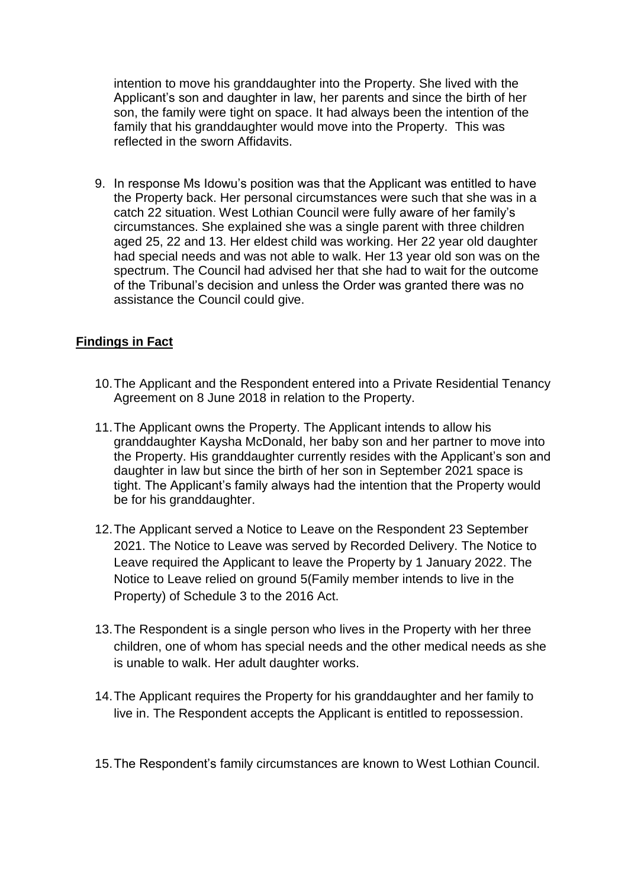intention to move his granddaughter into the Property. She lived with the Applicant's son and daughter in law, her parents and since the birth of her son, the family were tight on space. It had always been the intention of the family that his granddaughter would move into the Property. This was reflected in the sworn Affidavits.

9. In response Ms Idowu's position was that the Applicant was entitled to have the Property back. Her personal circumstances were such that she was in a catch 22 situation. West Lothian Council were fully aware of her family's circumstances. She explained she was a single parent with three children aged 25, 22 and 13. Her eldest child was working. Her 22 year old daughter had special needs and was not able to walk. Her 13 year old son was on the spectrum. The Council had advised her that she had to wait for the outcome of the Tribunal's decision and unless the Order was granted there was no assistance the Council could give.

## Findings in Fact

10. The Applicant and the Respondent entered into a Private Residential Tenancy Agreement on 8 June 2018 in relation to the Property.

11. The Applicant owns the Property. The Applicant intends to allow his granddaughter Kaysha McDonald, her baby son and her partner to move into the Property. His granddaughter currently resides with the Applicant's son and daughter in law but since the birth of her son in September 2021 space is tight. The Applicant's family always had the intention that the Property would be for his granddaughter.

12. The Applicant served a Notice to Leave on the Respondent 23 September 2021. The Notice to Leave was served by Recorded Delivery. The Notice to Leave required the Applicant to leave the Property by 1 January 2022. The Notice to Leave relied on ground 5(Family member intends to live in the Property) of Schedule 3 to the 2016 Act.

13. The Respondent is a single person who lives in the Property with her three children, one of whom has special needs and the other medical needs as she is unable to walk. Her adult daughter works.

14. The Applicant requires the Property for his granddaughter and her family to live in. The Respondent accepts the Applicant is entitled to repossession.

15. The Respondent's family circumstances are known to West Lothian Council.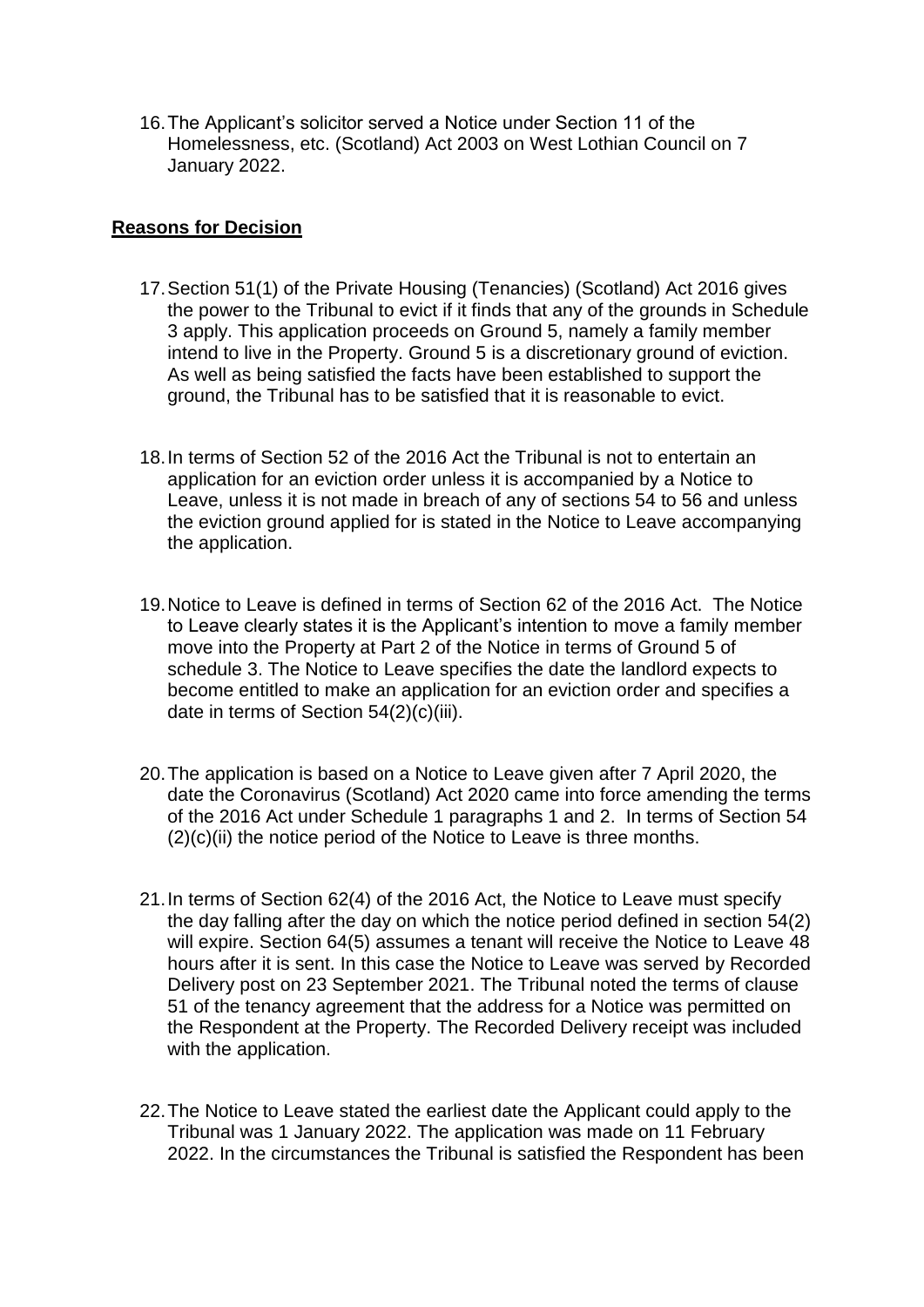16. The Applicant's solicitor served a Notice under Section 11 of the Homelessness, etc. (Scotland) Act 2003 on West Lothian Council on 7 January 2022.

## **Reasons for Decision**

17. Section 51(1) of the Private Housing (Tenancies) (Scotland) Act 2016 gives the power to the Tribunal to evict if it finds that any of the grounds in Schedule 3 apply. This application proceeds on Ground 5, namely a family member intend to live in the Property. Ground 5 is a discretionary ground of eviction. As well as being satisfied the facts have been established to support the ground, the Tribunal has to be satisfied that it is reasonable to evict.

18. In terms of Section 52 of the 2016 Act the Tribunal is not to entertain an application for an eviction order unless it is accompanied by a Notice to Leave, unless it is not made in breach of any of sections 54 to 56 and unless the eviction ground applied for is stated in the Notice to Leave accompanying the application.

19. Notice to Leave is defined in terms of Section 62 of the 2016 Act. The Notice to Leave clearly states it is the Applicant's intention to move a family member move into the Property at Part 2 of the Notice in terms of Ground 5 of schedule 3. The Notice to Leave specifies the date the landlord expects to become entitled to make an application for an eviction order and specifies a date in terms of Section 54(2)(c)(iii).

20. The application is based on a Notice to Leave given after 7 April 2020, the date the Coronavirus (Scotland) Act 2020 came into force amending the terms of the 2016 Act under Schedule 1 paragraphs 1 and 2. In terms of Section 54 (2)(c)(ii) the notice period of the Notice to Leave is three months.

21. In terms of Section 62(4) of the 2016 Act, the Notice to Leave must specify the day falling after the day on which the notice period defined in section 54(2) will expire. Section 64(5) assumes a tenant will receive the Notice to Leave 48 hours after it is sent. In this case the Notice to Leave was served by Recorded Delivery post on 23 September 2021. The Tribunal noted the terms of clause 51 of the tenancy agreement that the address for a Notice was permitted on the Respondent at the Property. The Recorded Delivery receipt was included with the application.

22. The Notice to Leave stated the earliest date the Applicant could apply to the Tribunal was 1 January 2022. The application was made on 11 February 2022. In the circumstances the Tribunal is satisfied the Respondent has been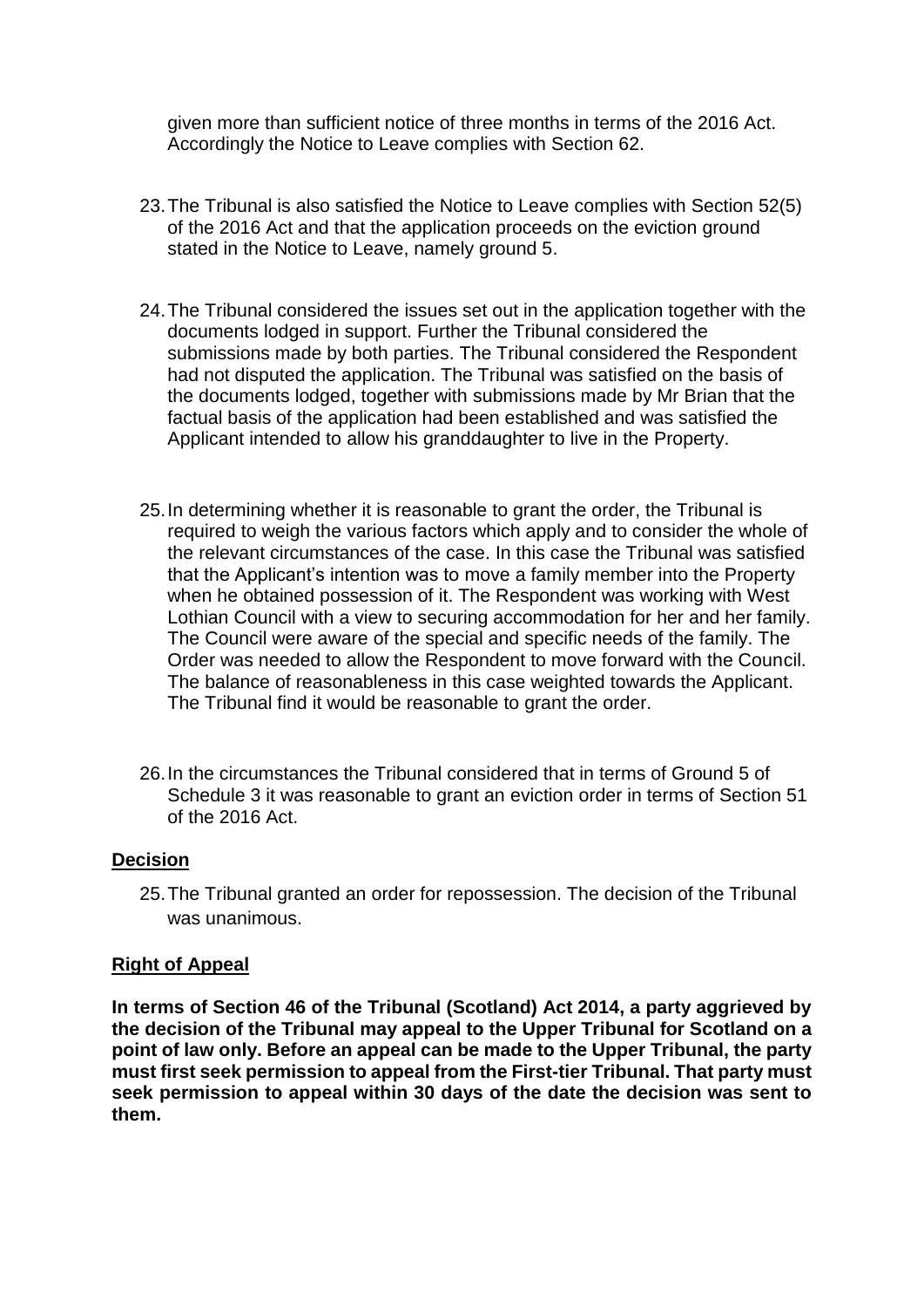given more than sufficient notice of three months in terms of the 2016 Act. Accordingly the Notice to Leave complies with Section 62.

23. The Tribunal is also satisfied the Notice to Leave complies with Section 52(5) of the 2016 Act and that the application proceeds on the eviction ground stated in the Notice to Leave, namely ground 5.

24. The Tribunal considered the issues set out in the application together with the documents lodged in support. Further the Tribunal considered the submissions made by both parties. The Tribunal considered the Respondent had not disputed the application. The Tribunal was satisfied on the basis of the documents lodged, together with submissions made by Mr Brian that the factual basis of the application had been established and was satisfied the Applicant intended to allow his granddaughter to live in the Property.

25. In determining whether it is reasonable to grant the order, the Tribunal is required to weigh the various factors which apply and to consider the whole of the relevant circumstances of the case. In this case the Tribunal was satisfied that the Applicant's intention was to move a family member into the Property when he obtained possession of it. The Respondent was working with West Lothian Council with a view to securing accommodation for her and her family. The Council were aware of the special and specific needs of the family. The Order was needed to allow the Respondent to move forward with the Council. The balance of reasonableness in this case weighted towards the Applicant. The Tribunal find it would be reasonable to grant the order.

26. In the circumstances the Tribunal considered that in terms of Ground 5 of Schedule 3 it was reasonable to grant an eviction order in terms of Section 51 of the 2016 Act.

## Decision

25. The Tribunal granted an order for repossession. The decision of the Tribunal was unanimous.

## Right of Appeal

**In terms of Section 46 of the Tribunal (Scotland) Act 2014, a party aggrieved by the decision of the Tribunal may appeal to the Upper Tribunal for Scotland on a point of law only. Before an appeal can be made to the Upper Tribunal, the party must first seek permission to appeal from the First-tier Tribunal. That party must seek permission to appeal within 30 days of the date the decision was sent to them.**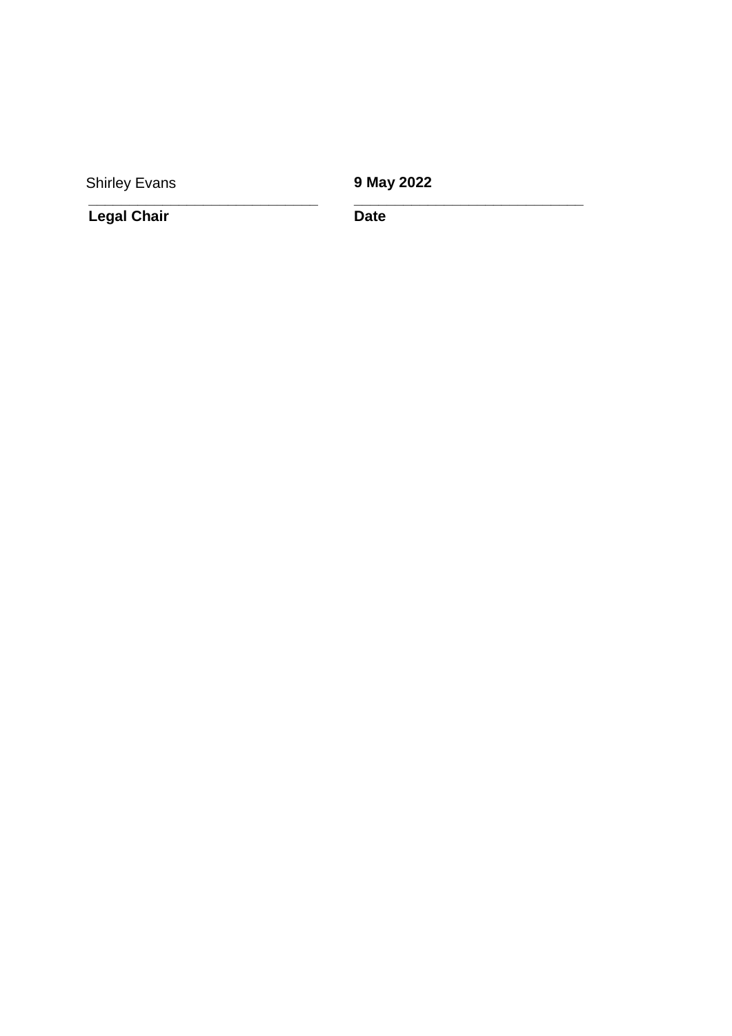| | |
|---|---|
| Shirley Evans | **9 May 2022** |
| **Legal Chair** | **Date** |